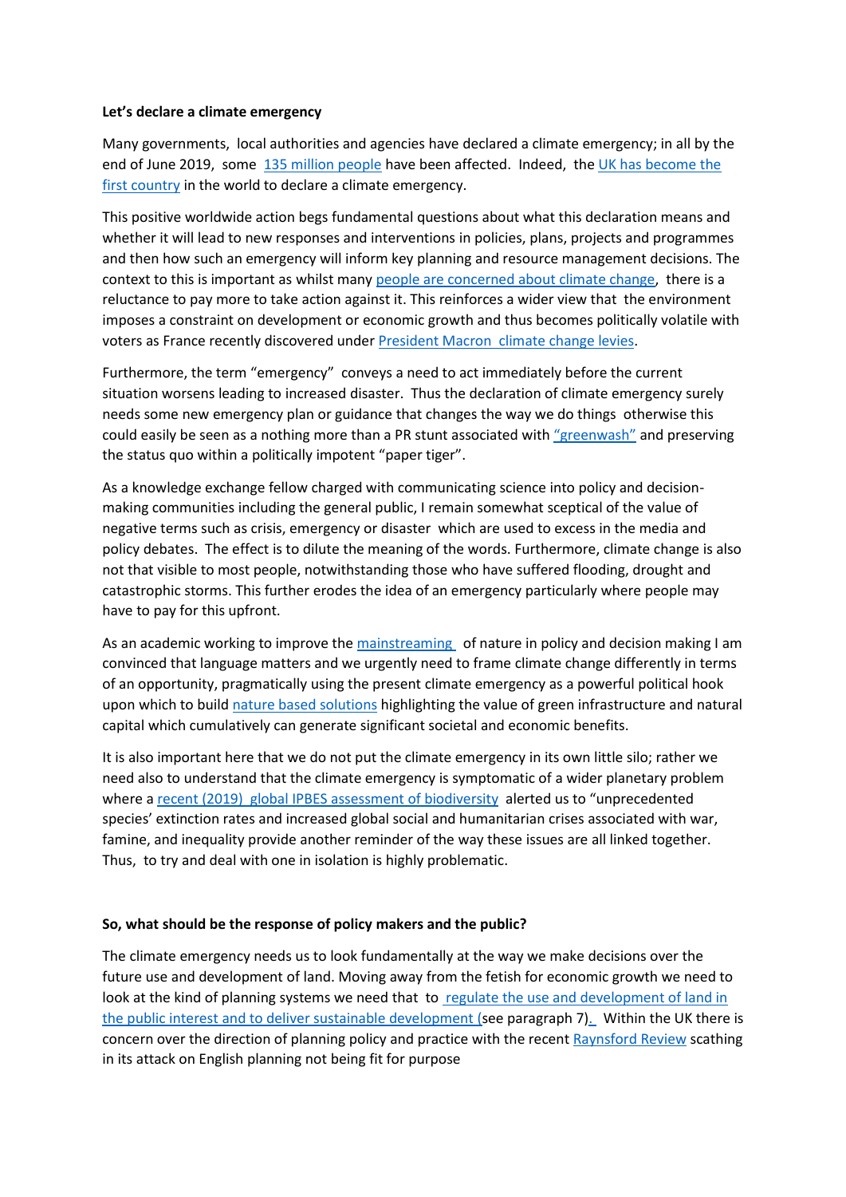**Let's declare a climate emergency**

Many governments, local authorities and agencies have declared a climate emergency; in all by the end of June 2019, some 135 million people have been affected. Indeed, the UK has become the first country in the world to declare a climate emergency.

This positive worldwide action begs fundamental questions about what this declaration means and whether it will lead to new responses and interventions in policies, plans, projects and programmes and then how such an emergency will inform key planning and resource management decisions. The context to this is important as whilst many people are concerned about climate change, there is a reluctance to pay more to take action against it. This reinforces a wider view that the environment imposes a constraint on development or economic growth and thus becomes politically volatile with voters as France recently discovered under President Macron climate change levies.

Furthermore, the term "emergency" conveys a need to act immediately before the current situation worsens leading to increased disaster. Thus the declaration of climate emergency surely needs some new emergency plan or guidance that changes the way we do things otherwise this could easily be seen as a nothing more than a PR stunt associated with "greenwash" and preserving the status quo within a politically impotent "paper tiger".

As a knowledge exchange fellow charged with communicating science into policy and decision-making communities including the general public, I remain somewhat sceptical of the value of negative terms such as crisis, emergency or disaster which are used to excess in the media and policy debates. The effect is to dilute the meaning of the words. Furthermore, climate change is also not that visible to most people, notwithstanding those who have suffered flooding, drought and catastrophic storms. This further erodes the idea of an emergency particularly where people may have to pay for this upfront.

As an academic working to improve the mainstreaming of nature in policy and decision making I am convinced that language matters and we urgently need to frame climate change differently in terms of an opportunity, pragmatically using the present climate emergency as a powerful political hook upon which to build nature based solutions highlighting the value of green infrastructure and natural capital which cumulatively can generate significant societal and economic benefits.

It is also important here that we do not put the climate emergency in its own little silo; rather we need also to understand that the climate emergency is symptomatic of a wider planetary problem where a recent (2019) global IPBES assessment of biodiversity alerted us to "unprecedented species' extinction rates and increased global social and humanitarian crises associated with war, famine, and inequality provide another reminder of the way these issues are all linked together. Thus, to try and deal with one in isolation is highly problematic.

**So, what should be the response of policy makers and the public?**

The climate emergency needs us to look fundamentally at the way we make decisions over the future use and development of land. Moving away from the fetish for economic growth we need to look at the kind of planning systems we need that to regulate the use and development of land in the public interest and to deliver sustainable development (see paragraph 7). Within the UK there is concern over the direction of planning policy and practice with the recent Raynsford Review scathing in its attack on English planning not being fit for purpose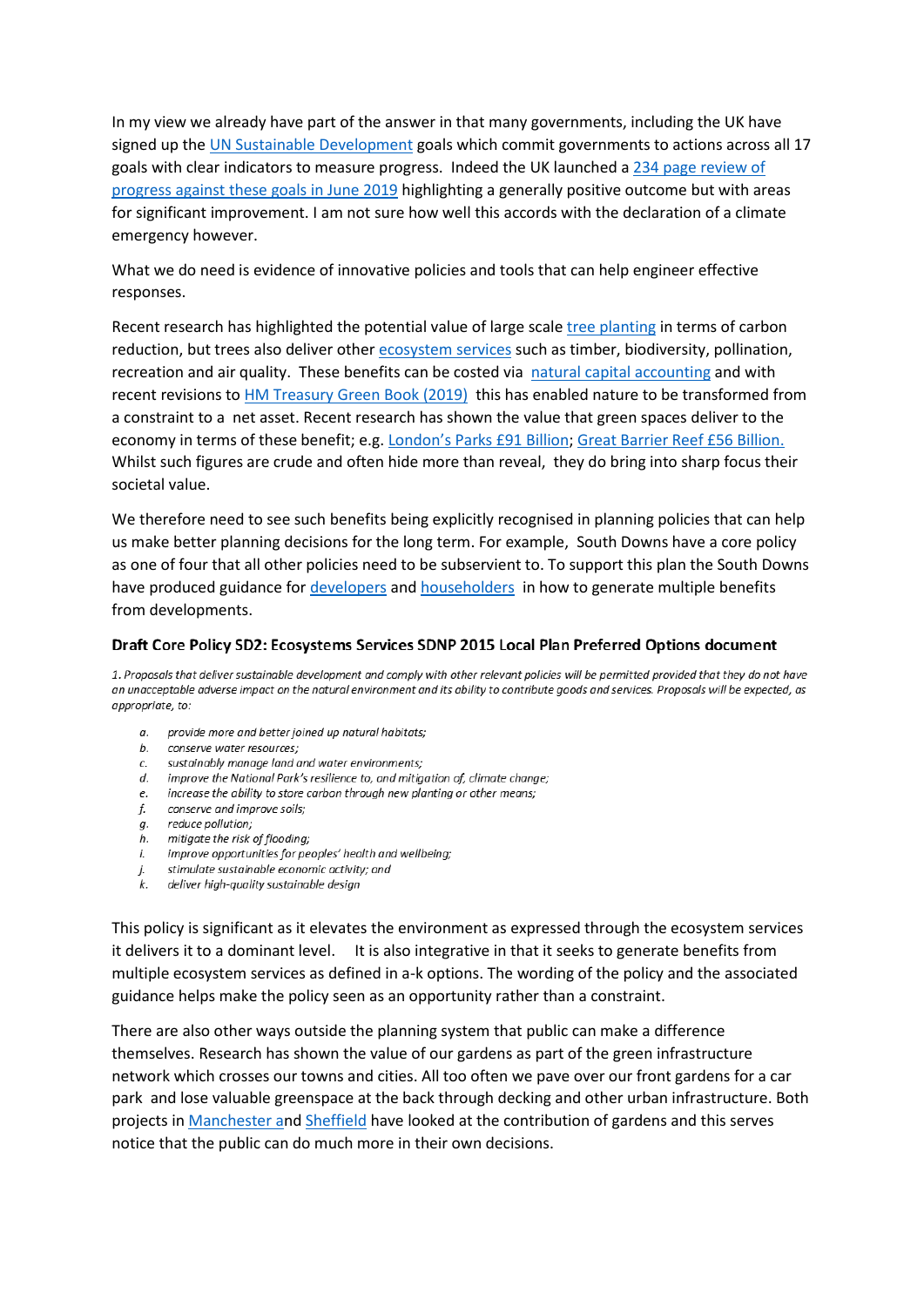In my view we already have part of the answer in that many governments, including the UK have signed up the UN Sustainable Development goals which commit governments to actions across all 17 goals with clear indicators to measure progress. Indeed the UK launched a 234 page review of progress against these goals in June 2019 highlighting a generally positive outcome but with areas for significant improvement. I am not sure how well this accords with the declaration of a climate emergency however.

What we do need is evidence of innovative policies and tools that can help engineer effective responses.

Recent research has highlighted the potential value of large scale tree planting in terms of carbon reduction, but trees also deliver other ecosystem services such as timber, biodiversity, pollination, recreation and air quality. These benefits can be costed via natural capital accounting and with recent revisions to HM Treasury Green Book (2019) this has enabled nature to be transformed from a constraint to a net asset. Recent research has shown the value that green spaces deliver to the economy in terms of these benefit; e.g. London's Parks £91 Billion; Great Barrier Reef £56 Billion. Whilst such figures are crude and often hide more than reveal, they do bring into sharp focus their societal value.

We therefore need to see such benefits being explicitly recognised in planning policies that can help us make better planning decisions for the long term. For example, South Downs have a core policy as one of four that all other policies need to be subservient to. To support this plan the South Downs have produced guidance for developers and householders in how to generate multiple benefits from developments.

**Draft Core Policy SD2: Ecosystems Services SDNP 2015 Local Plan Preferred Options document**

*1. Proposals that deliver sustainable development and comply with other relevant policies will be permitted provided that they do not have an unacceptable adverse impact on the natural environment and its ability to contribute goods and services. Proposals will be expected, as appropriate, to:*

- *a. provide more and better joined up natural habitats;*
- *b. conserve water resources;*
- *c. sustainably manage land and water environments;*
- *d. improve the National Park's resilience to, and mitigation of, climate change;*
- *e. increase the ability to store carbon through new planting or other means;*
- *f. conserve and improve soils;*
- *g. reduce pollution;*
- *h. mitigate the risk of flooding;*
- *i. improve opportunities for peoples' health and wellbeing;*
- *j. stimulate sustainable economic activity; and*
- *k. deliver high-quality sustainable design*

This policy is significant as it elevates the environment as expressed through the ecosystem services it delivers it to a dominant level. It is also integrative in that it seeks to generate benefits from multiple ecosystem services as defined in a-k options. The wording of the policy and the associated guidance helps make the policy seen as an opportunity rather than a constraint.

There are also other ways outside the planning system that public can make a difference themselves. Research has shown the value of our gardens as part of the green infrastructure network which crosses our towns and cities. All too often we pave over our front gardens for a car park and lose valuable greenspace at the back through decking and other urban infrastructure. Both projects in Manchester and Sheffield have looked at the contribution of gardens and this serves notice that the public can do much more in their own decisions.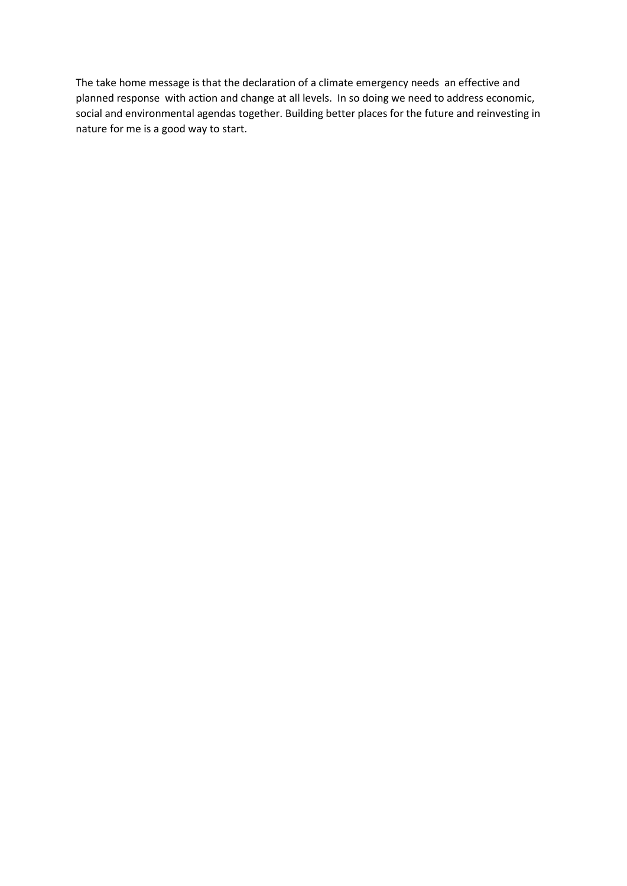The take home message is that the declaration of a climate emergency needs an effective and planned response with action and change at all levels. In so doing we need to address economic, social and environmental agendas together. Building better places for the future and reinvesting in nature for me is a good way to start.